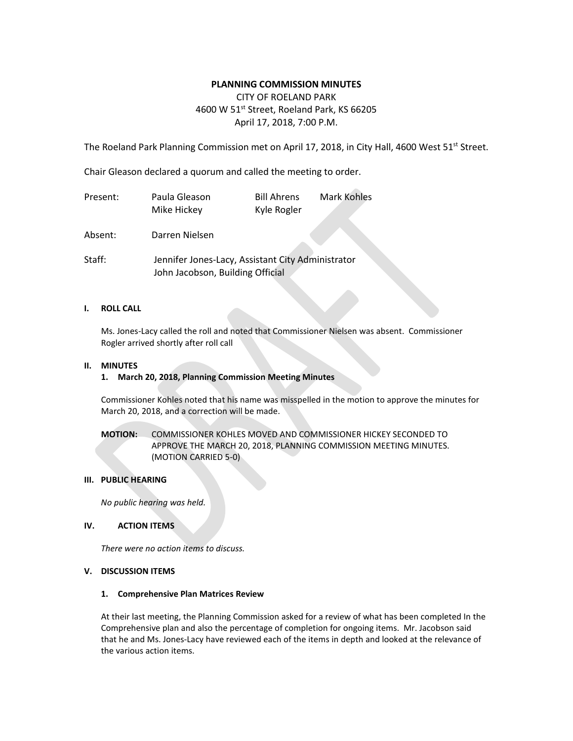# PLANNING COMMISSION MINUTES

CITY OF ROELAND PARK
4600 W 51st Street, Roeland Park, KS 66205
April 17, 2018, 7:00 P.M.

The Roeland Park Planning Commission met on April 17, 2018, in City Hall, 4600 West 51st Street.

Chair Gleason declared a quorum and called the meeting to order.

| | | | |
|---|---|---|---|
| Present: | Paula Gleason | Bill Ahrens | Mark Kohles |
| | Mike Hickey | Kyle Rogler | |
| Absent: | Darren Nielsen | | |
| Staff: | Jennifer Jones-Lacy, Assistant City Administrator | | |
| | John Jacobson, Building Official | | |

## I. ROLL CALL

Ms. Jones-Lacy called the roll and noted that Commissioner Nielsen was absent. Commissioner Rogler arrived shortly after roll call

## II. MINUTES

### 1. March 20, 2018, Planning Commission Meeting Minutes

Commissioner Kohles noted that his name was misspelled in the motion to approve the minutes for March 20, 2018, and a correction will be made.

**MOTION:** COMMISSIONER KOHLES MOVED AND COMMISSIONER HICKEY SECONDED TO APPROVE THE MARCH 20, 2018, PLANNING COMMISSION MEETING MINUTES. (MOTION CARRIED 5-0)

## III. PUBLIC HEARING

*No public hearing was held.*

## IV. ACTION ITEMS

*There were no action items to discuss.*

## V. DISCUSSION ITEMS

### 1. Comprehensive Plan Matrices Review

At their last meeting, the Planning Commission asked for a review of what has been completed In the Comprehensive plan and also the percentage of completion for ongoing items. Mr. Jacobson said that he and Ms. Jones-Lacy have reviewed each of the items in depth and looked at the relevance of the various action items.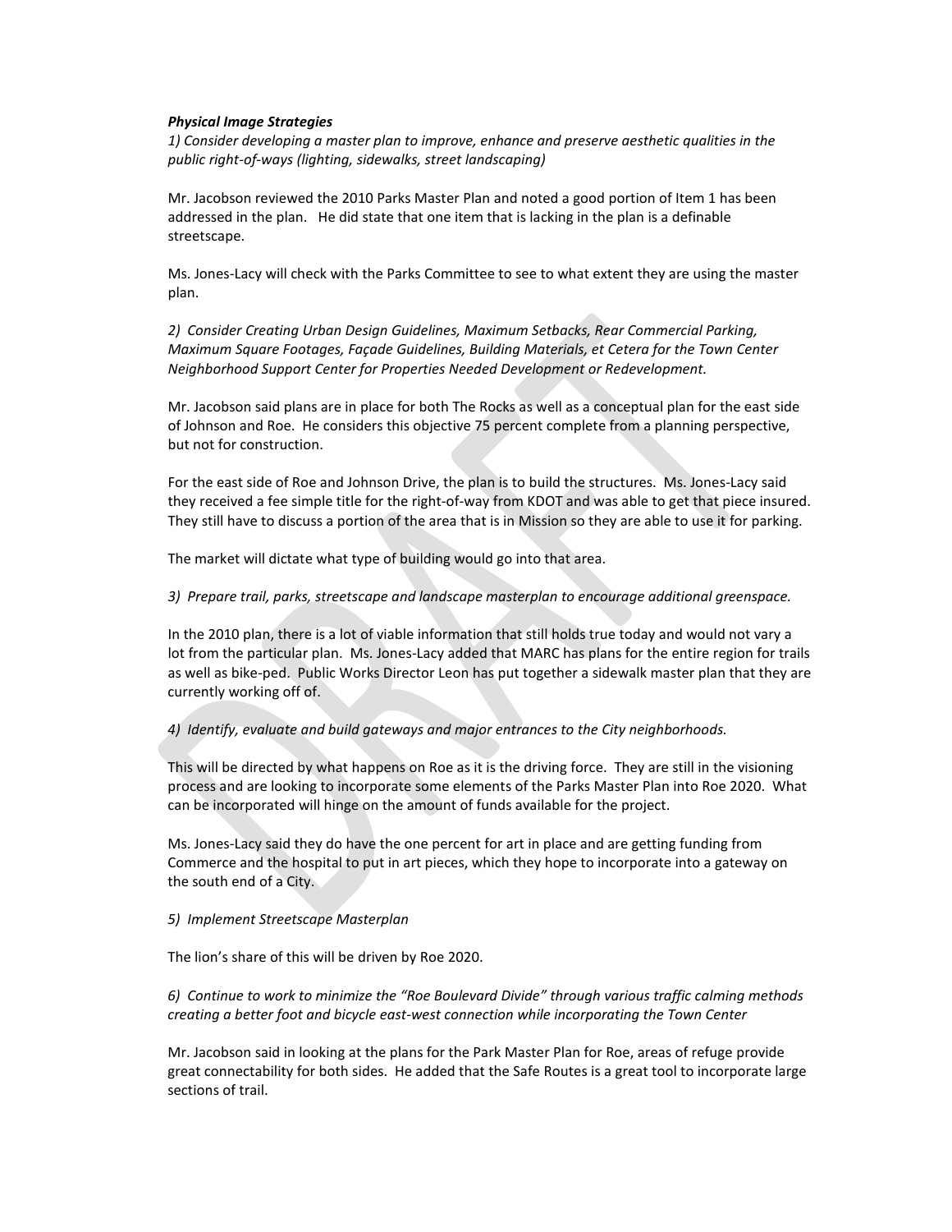***Physical Image Strategies***

*1) Consider developing a master plan to improve, enhance and preserve aesthetic qualities in the public right-of-ways (lighting, sidewalks, street landscaping)*

Mr. Jacobson reviewed the 2010 Parks Master Plan and noted a good portion of Item 1 has been addressed in the plan. He did state that one item that is lacking in the plan is a definable streetscape.

Ms. Jones-Lacy will check with the Parks Committee to see to what extent they are using the master plan.

*2) Consider Creating Urban Design Guidelines, Maximum Setbacks, Rear Commercial Parking, Maximum Square Footages, Façade Guidelines, Building Materials, et Cetera for the Town Center Neighborhood Support Center for Properties Needed Development or Redevelopment.*

Mr. Jacobson said plans are in place for both The Rocks as well as a conceptual plan for the east side of Johnson and Roe. He considers this objective 75 percent complete from a planning perspective, but not for construction.

For the east side of Roe and Johnson Drive, the plan is to build the structures. Ms. Jones-Lacy said they received a fee simple title for the right-of-way from KDOT and was able to get that piece insured. They still have to discuss a portion of the area that is in Mission so they are able to use it for parking.

The market will dictate what type of building would go into that area.

*3) Prepare trail, parks, streetscape and landscape masterplan to encourage additional greenspace.*

In the 2010 plan, there is a lot of viable information that still holds true today and would not vary a lot from the particular plan. Ms. Jones-Lacy added that MARC has plans for the entire region for trails as well as bike-ped. Public Works Director Leon has put together a sidewalk master plan that they are currently working off of.

*4) Identify, evaluate and build gateways and major entrances to the City neighborhoods.*

This will be directed by what happens on Roe as it is the driving force. They are still in the visioning process and are looking to incorporate some elements of the Parks Master Plan into Roe 2020. What can be incorporated will hinge on the amount of funds available for the project.

Ms. Jones-Lacy said they do have the one percent for art in place and are getting funding from Commerce and the hospital to put in art pieces, which they hope to incorporate into a gateway on the south end of a City.

*5) Implement Streetscape Masterplan*

The lion's share of this will be driven by Roe 2020.

*6) Continue to work to minimize the "Roe Boulevard Divide" through various traffic calming methods creating a better foot and bicycle east-west connection while incorporating the Town Center*

Mr. Jacobson said in looking at the plans for the Park Master Plan for Roe, areas of refuge provide great connectability for both sides. He added that the Safe Routes is a great tool to incorporate large sections of trail.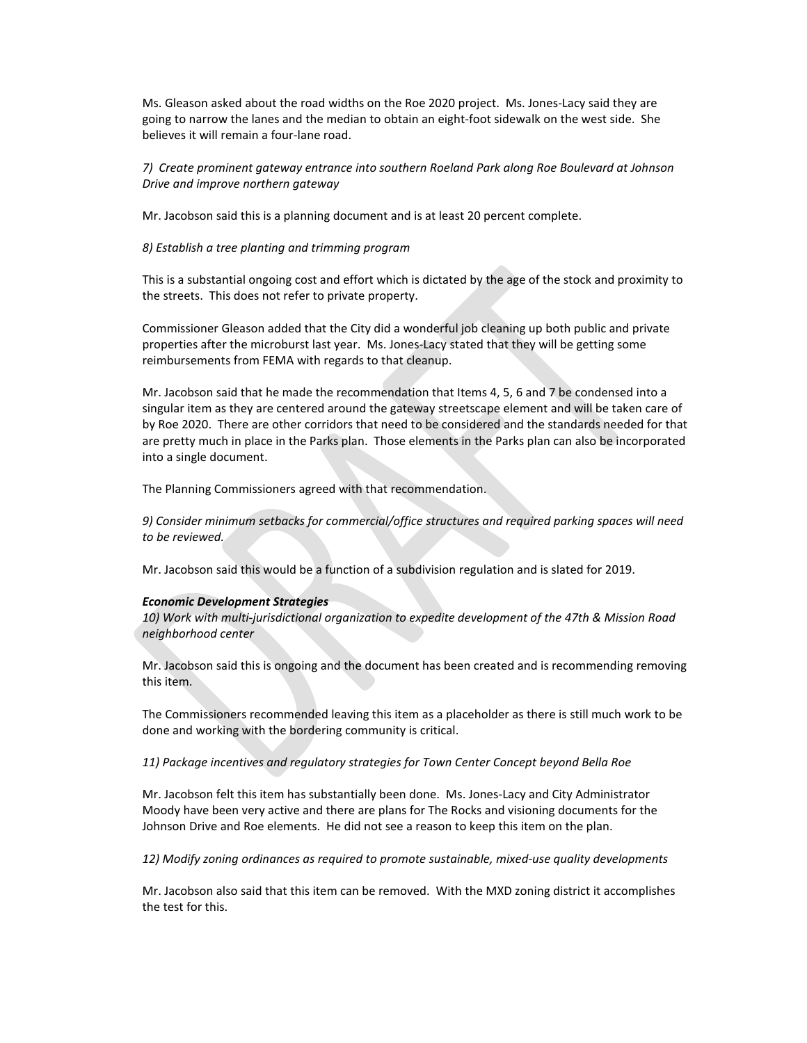Ms. Gleason asked about the road widths on the Roe 2020 project. Ms. Jones-Lacy said they are going to narrow the lanes and the median to obtain an eight-foot sidewalk on the west side. She believes it will remain a four-lane road.

*7) Create prominent gateway entrance into southern Roeland Park along Roe Boulevard at Johnson Drive and improve northern gateway*

Mr. Jacobson said this is a planning document and is at least 20 percent complete.

*8) Establish a tree planting and trimming program*

This is a substantial ongoing cost and effort which is dictated by the age of the stock and proximity to the streets. This does not refer to private property.

Commissioner Gleason added that the City did a wonderful job cleaning up both public and private properties after the microburst last year. Ms. Jones-Lacy stated that they will be getting some reimbursements from FEMA with regards to that cleanup.

Mr. Jacobson said that he made the recommendation that Items 4, 5, 6 and 7 be condensed into a singular item as they are centered around the gateway streetscape element and will be taken care of by Roe 2020. There are other corridors that need to be considered and the standards needed for that are pretty much in place in the Parks plan. Those elements in the Parks plan can also be incorporated into a single document.

The Planning Commissioners agreed with that recommendation.

*9) Consider minimum setbacks for commercial/office structures and required parking spaces will need to be reviewed.*

Mr. Jacobson said this would be a function of a subdivision regulation and is slated for 2019.

***Economic Development Strategies***

*10) Work with multi-jurisdictional organization to expedite development of the 47th & Mission Road neighborhood center*

Mr. Jacobson said this is ongoing and the document has been created and is recommending removing this item.

The Commissioners recommended leaving this item as a placeholder as there is still much work to be done and working with the bordering community is critical.

*11) Package incentives and regulatory strategies for Town Center Concept beyond Bella Roe*

Mr. Jacobson felt this item has substantially been done. Ms. Jones-Lacy and City Administrator Moody have been very active and there are plans for The Rocks and visioning documents for the Johnson Drive and Roe elements. He did not see a reason to keep this item on the plan.

*12) Modify zoning ordinances as required to promote sustainable, mixed-use quality developments*

Mr. Jacobson also said that this item can be removed. With the MXD zoning district it accomplishes the test for this.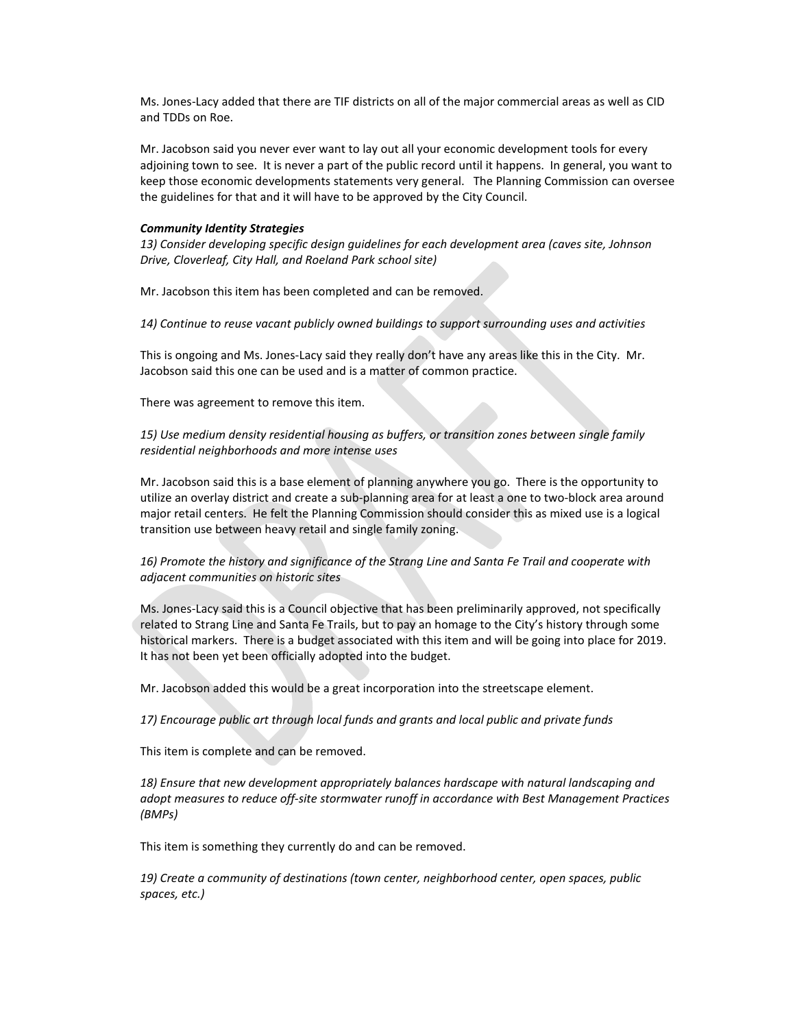Ms. Jones-Lacy added that there are TIF districts on all of the major commercial areas as well as CID and TDDs on Roe.

Mr. Jacobson said you never ever want to lay out all your economic development tools for every adjoining town to see. It is never a part of the public record until it happens. In general, you want to keep those economic developments statements very general. The Planning Commission can oversee the guidelines for that and it will have to be approved by the City Council.

***Community Identity Strategies***

*13) Consider developing specific design guidelines for each development area (caves site, Johnson Drive, Cloverleaf, City Hall, and Roeland Park school site)*

Mr. Jacobson this item has been completed and can be removed.

*14) Continue to reuse vacant publicly owned buildings to support surrounding uses and activities*

This is ongoing and Ms. Jones-Lacy said they really don't have any areas like this in the City. Mr. Jacobson said this one can be used and is a matter of common practice.

There was agreement to remove this item.

*15) Use medium density residential housing as buffers, or transition zones between single family residential neighborhoods and more intense uses*

Mr. Jacobson said this is a base element of planning anywhere you go. There is the opportunity to utilize an overlay district and create a sub-planning area for at least a one to two-block area around major retail centers. He felt the Planning Commission should consider this as mixed use is a logical transition use between heavy retail and single family zoning.

*16) Promote the history and significance of the Strang Line and Santa Fe Trail and cooperate with adjacent communities on historic sites*

Ms. Jones-Lacy said this is a Council objective that has been preliminarily approved, not specifically related to Strang Line and Santa Fe Trails, but to pay an homage to the City's history through some historical markers. There is a budget associated with this item and will be going into place for 2019. It has not been yet been officially adopted into the budget.

Mr. Jacobson added this would be a great incorporation into the streetscape element.

*17) Encourage public art through local funds and grants and local public and private funds*

This item is complete and can be removed.

*18) Ensure that new development appropriately balances hardscape with natural landscaping and adopt measures to reduce off-site stormwater runoff in accordance with Best Management Practices (BMPs)*

This item is something they currently do and can be removed.

*19) Create a community of destinations (town center, neighborhood center, open spaces, public spaces, etc.)*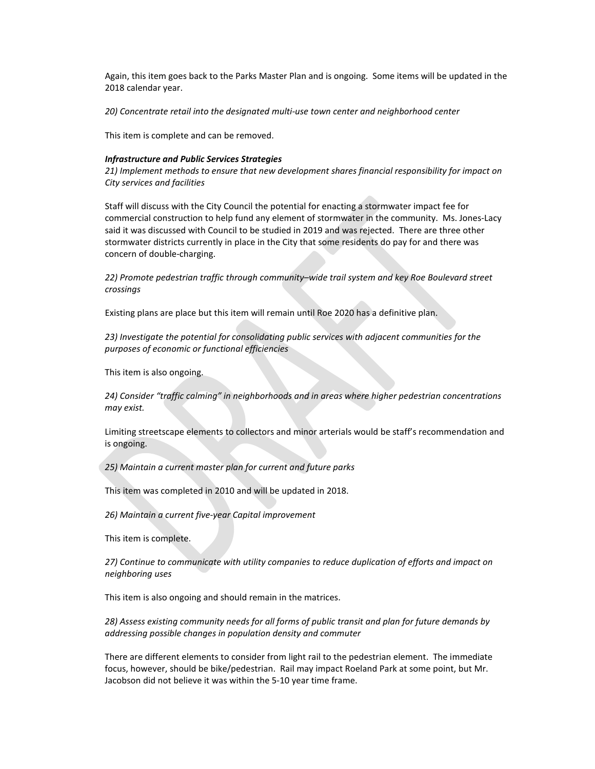Again, this item goes back to the Parks Master Plan and is ongoing. Some items will be updated in the 2018 calendar year.

*20) Concentrate retail into the designated multi-use town center and neighborhood center*

This item is complete and can be removed.

***Infrastructure and Public Services Strategies***

*21) Implement methods to ensure that new development shares financial responsibility for impact on City services and facilities*

Staff will discuss with the City Council the potential for enacting a stormwater impact fee for commercial construction to help fund any element of stormwater in the community. Ms. Jones-Lacy said it was discussed with Council to be studied in 2019 and was rejected. There are three other stormwater districts currently in place in the City that some residents do pay for and there was concern of double-charging.

*22) Promote pedestrian traffic through community–wide trail system and key Roe Boulevard street crossings*

Existing plans are place but this item will remain until Roe 2020 has a definitive plan.

*23) Investigate the potential for consolidating public services with adjacent communities for the purposes of economic or functional efficiencies*

This item is also ongoing.

*24) Consider "traffic calming" in neighborhoods and in areas where higher pedestrian concentrations may exist.*

Limiting streetscape elements to collectors and minor arterials would be staff's recommendation and is ongoing.

*25) Maintain a current master plan for current and future parks*

This item was completed in 2010 and will be updated in 2018.

*26) Maintain a current five-year Capital improvement*

This item is complete.

*27) Continue to communicate with utility companies to reduce duplication of efforts and impact on neighboring uses*

This item is also ongoing and should remain in the matrices.

*28) Assess existing community needs for all forms of public transit and plan for future demands by addressing possible changes in population density and commuter*

There are different elements to consider from light rail to the pedestrian element. The immediate focus, however, should be bike/pedestrian. Rail may impact Roeland Park at some point, but Mr. Jacobson did not believe it was within the 5-10 year time frame.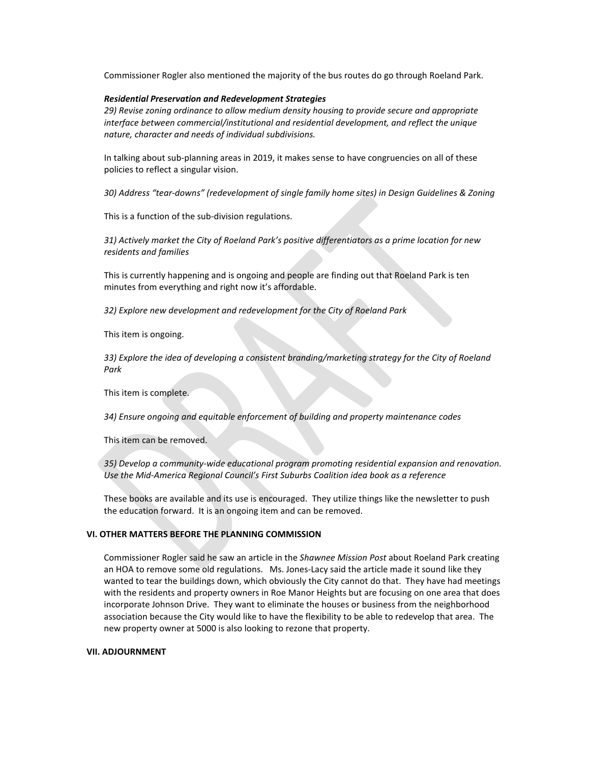Commissioner Rogler also mentioned the majority of the bus routes do go through Roeland Park.

***Residential Preservation and Redevelopment Strategies***

*29) Revise zoning ordinance to allow medium density housing to provide secure and appropriate interface between commercial/institutional and residential development, and reflect the unique nature, character and needs of individual subdivisions.*

In talking about sub-planning areas in 2019, it makes sense to have congruencies on all of these policies to reflect a singular vision.

*30) Address "tear-downs" (redevelopment of single family home sites) in Design Guidelines & Zoning*

This is a function of the sub-division regulations.

*31) Actively market the City of Roeland Park's positive differentiators as a prime location for new residents and families*

This is currently happening and is ongoing and people are finding out that Roeland Park is ten minutes from everything and right now it's affordable.

*32) Explore new development and redevelopment for the City of Roeland Park*

This item is ongoing.

*33) Explore the idea of developing a consistent branding/marketing strategy for the City of Roeland Park*

This item is complete.

*34) Ensure ongoing and equitable enforcement of building and property maintenance codes*

This item can be removed.

*35) Develop a community-wide educational program promoting residential expansion and renovation. Use the Mid-America Regional Council's First Suburbs Coalition idea book as a reference*

These books are available and its use is encouraged. They utilize things like the newsletter to push the education forward. It is an ongoing item and can be removed.

## VI. OTHER MATTERS BEFORE THE PLANNING COMMISSION

Commissioner Rogler said he saw an article in the *Shawnee Mission Post* about Roeland Park creating an HOA to remove some old regulations. Ms. Jones-Lacy said the article made it sound like they wanted to tear the buildings down, which obviously the City cannot do that. They have had meetings with the residents and property owners in Roe Manor Heights but are focusing on one area that does incorporate Johnson Drive. They want to eliminate the houses or business from the neighborhood association because the City would like to have the flexibility to be able to redevelop that area. The new property owner at 5000 is also looking to rezone that property.

## VII. ADJOURNMENT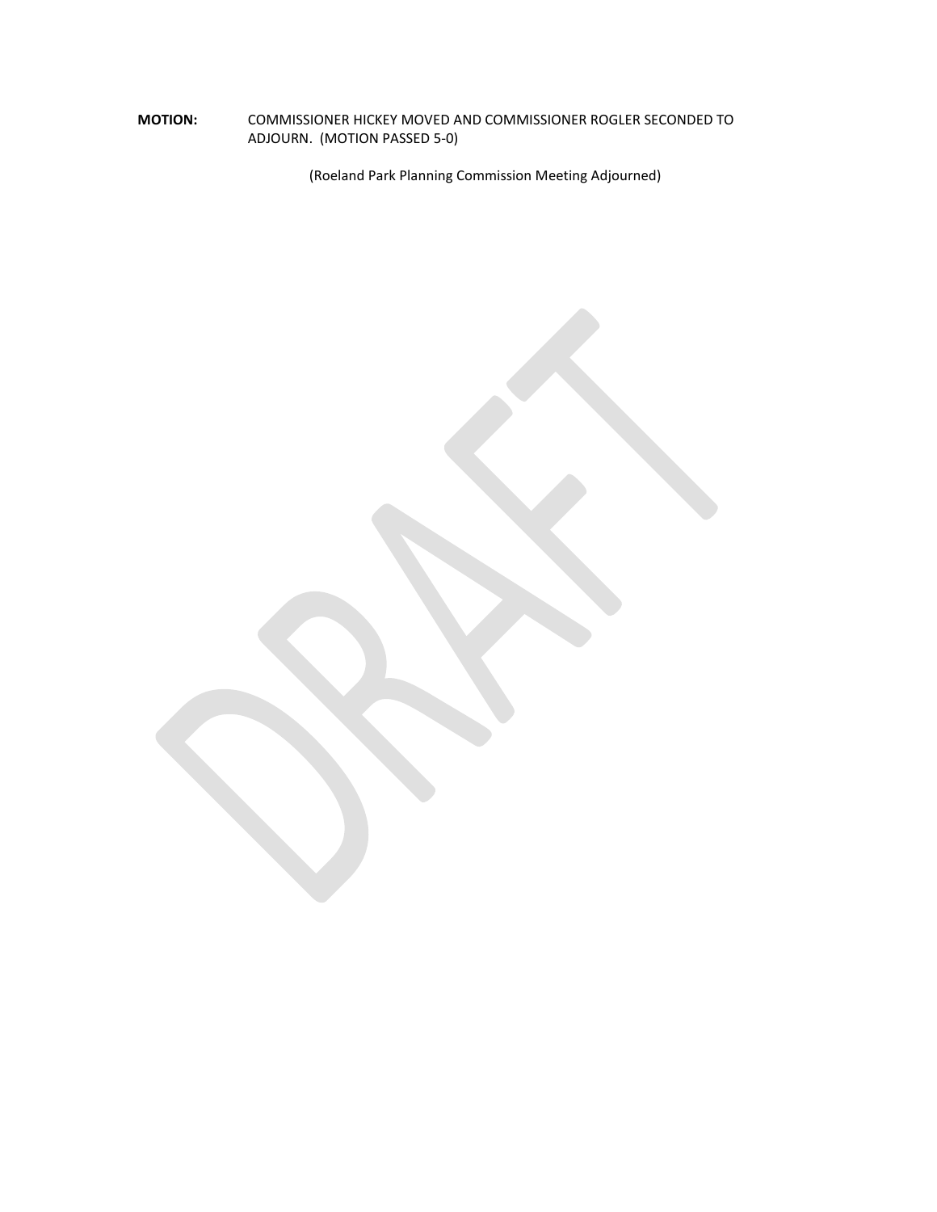**MOTION:** COMMISSIONER HICKEY MOVED AND COMMISSIONER ROGLER SECONDED TO ADJOURN. (MOTION PASSED 5-0)

(Roeland Park Planning Commission Meeting Adjourned)